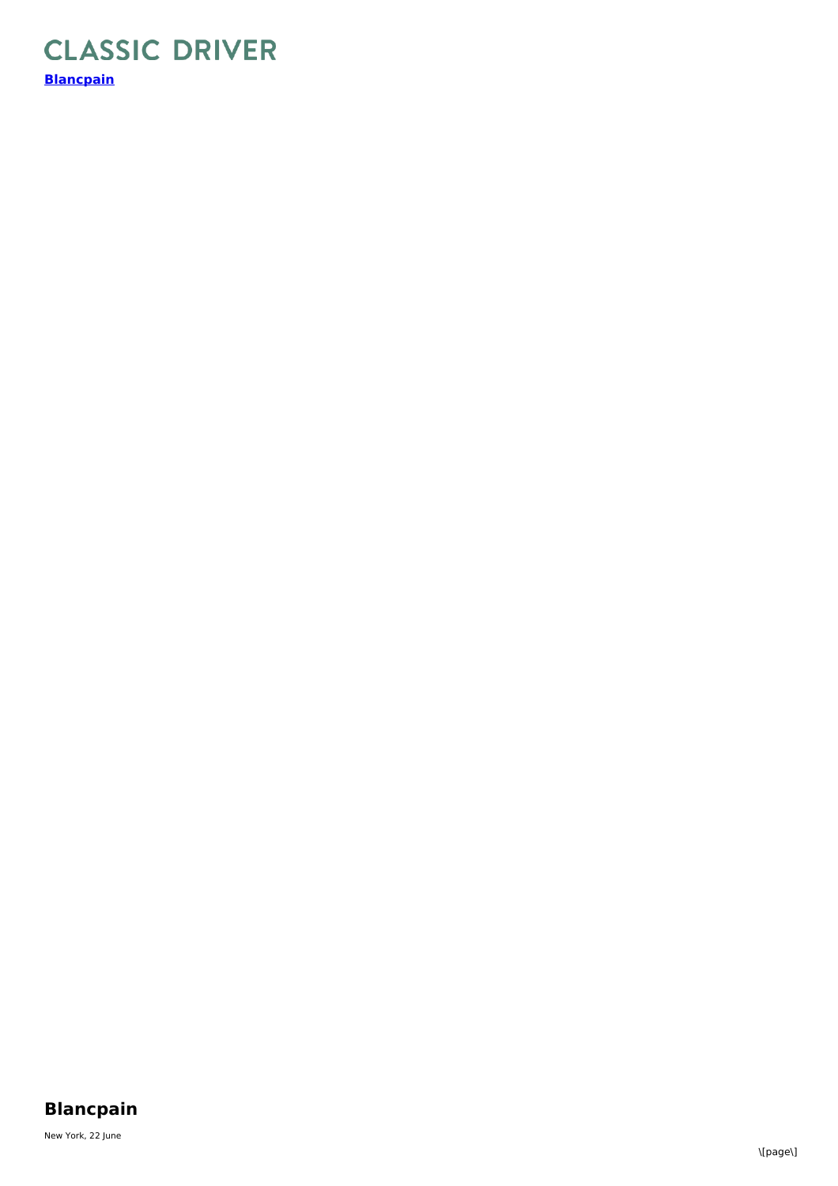# CLASSIC DRIVER

**[Blancpain]**

## Blancpain

New York, 22 June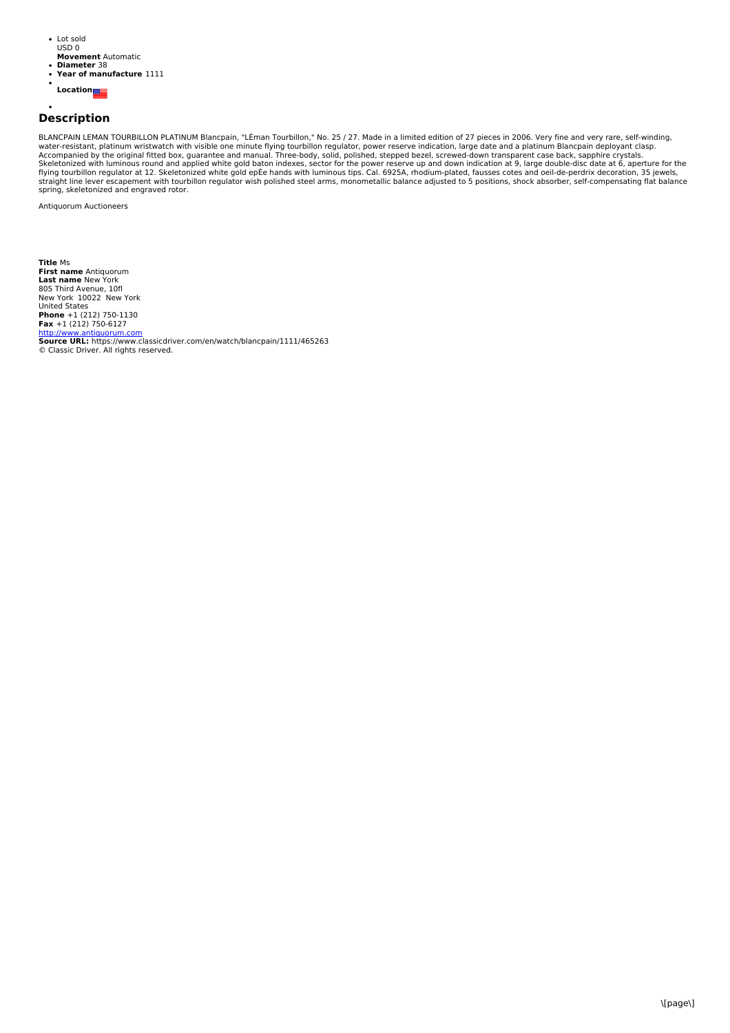- Lot sold
  USD 0
  **Movement** Automatic
- **Diameter** 38
- **Year of manufacture** 1111
- **Location**
-

## Description

BLANCPAIN LEMAN TOURBILLON PLATINUM Blancpain, "LÊman Tourbillon," No. 25 / 27. Made in a limited edition of 27 pieces in 2006. Very fine and very rare, self-winding, water-resistant, platinum wristwatch with visible one minute flying tourbillon regulator, power reserve indication, large date and a platinum Blancpain deployant clasp. Accompanied by the original fitted box, guarantee and manual. Three-body, solid, polished, stepped bezel, screwed-down transparent case back, sapphire crystals. Skeletonized with luminous round and applied white gold baton indexes, sector for the power reserve up and down indication at 9, large double-disc date at 6, aperture for the flying tourbillon regulator at 12. Skeletonized white gold epÊe hands with luminous tips. Cal. 6925A, rhodium-plated, fausses cotes and oeil-de-perdrix decoration, 35 jewels, straight line lever escapement with tourbillon regulator wish polished steel arms, monometallic balance adjusted to 5 positions, shock absorber, self-compensating flat balance spring, skeletonized and engraved rotor.

Antiquorum Auctioneers

**Title** Ms
**First name** Antiquorum
**Last name** New York
805 Third Avenue, 10fl
New York 10022 New York
United States
**Phone** +1 (212) 750-1130
**Fax** +1 (212) 750-6127
http://www.antiquorum.com
**Source URL:** https://www.classicdriver.com/en/watch/blancpain/1111/465263
© Classic Driver. All rights reserved.